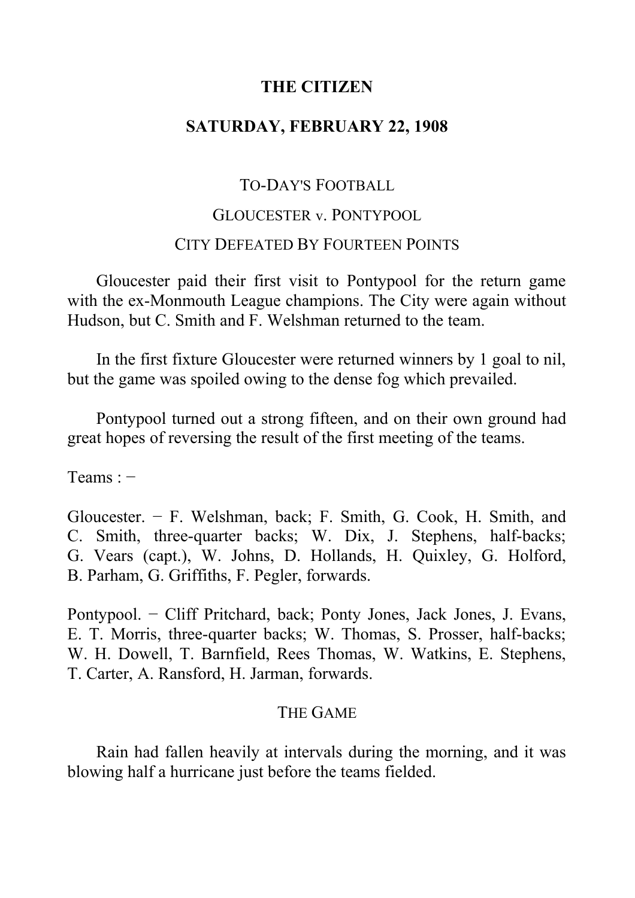# THE CITIZEN

## SATURDAY, FEBRUARY 22, 1908

### TO-DAY'S FOOTBALL

### GLOUCESTER v. PONTYPOOL

### CITY DEFEATED BY FOURTEEN POINTS

Gloucester paid their first visit to Pontypool for the return game with the ex-Monmouth League champions. The City were again without Hudson, but C. Smith and F. Welshman returned to the team.

In the first fixture Gloucester were returned winners by 1 goal to nil, but the game was spoiled owing to the dense fog which prevailed.

Pontypool turned out a strong fifteen, and on their own ground had great hopes of reversing the result of the first meeting of the teams.

Teams : −

Gloucester. − F. Welshman, back; F. Smith, G. Cook, H. Smith, and C. Smith, three-quarter backs; W. Dix, J. Stephens, half-backs; G. Vears (capt.), W. Johns, D. Hollands, H. Quixley, G. Holford, B. Parham, G. Griffiths, F. Pegler, forwards.

Pontypool. − Cliff Pritchard, back; Ponty Jones, Jack Jones, J. Evans, E. T. Morris, three-quarter backs; W. Thomas, S. Prosser, half-backs; W. H. Dowell, T. Barnfield, Rees Thomas, W. Watkins, E. Stephens, T. Carter, A. Ransford, H. Jarman, forwards.

### THE GAME

Rain had fallen heavily at intervals during the morning, and it was blowing half a hurricane just before the teams fielded.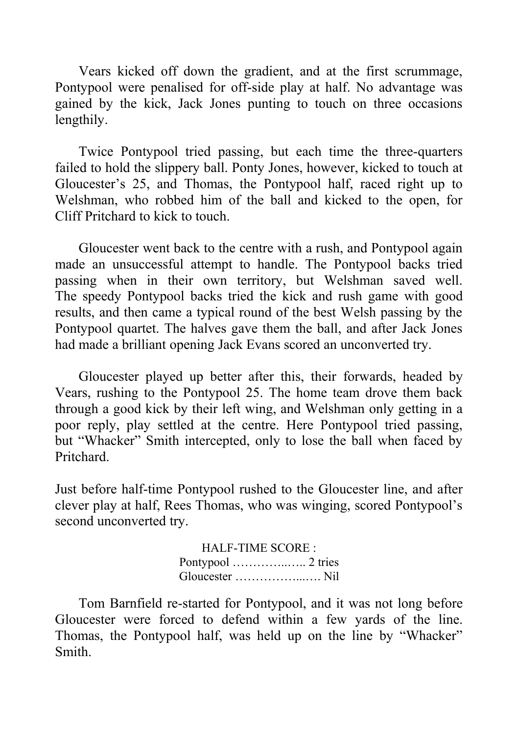Vears kicked off down the gradient, and at the first scrummage, Pontypool were penalised for off-side play at half. No advantage was gained by the kick, Jack Jones punting to touch on three occasions lengthily.

Twice Pontypool tried passing, but each time the three-quarters failed to hold the slippery ball. Ponty Jones, however, kicked to touch at Gloucester's 25, and Thomas, the Pontypool half, raced right up to Welshman, who robbed him of the ball and kicked to the open, for Cliff Pritchard to kick to touch.

Gloucester went back to the centre with a rush, and Pontypool again made an unsuccessful attempt to handle. The Pontypool backs tried passing when in their own territory, but Welshman saved well. The speedy Pontypool backs tried the kick and rush game with good results, and then came a typical round of the best Welsh passing by the Pontypool quartet. The halves gave them the ball, and after Jack Jones had made a brilliant opening Jack Evans scored an unconverted try.

Gloucester played up better after this, their forwards, headed by Vears, rushing to the Pontypool 25. The home team drove them back through a good kick by their left wing, and Welshman only getting in a poor reply, play settled at the centre. Here Pontypool tried passing, but "Whacker" Smith intercepted, only to lose the ball when faced by Pritchard.

Just before half-time Pontypool rushed to the Gloucester line, and after clever play at half, Rees Thomas, who was winging, scored Pontypool's second unconverted try.

HALF-TIME SCORE :
Pontypool ……………... 2 tries
Gloucester ……………..…. Nil

Tom Barnfield re-started for Pontypool, and it was not long before Gloucester were forced to defend within a few yards of the line. Thomas, the Pontypool half, was held up on the line by "Whacker" Smith.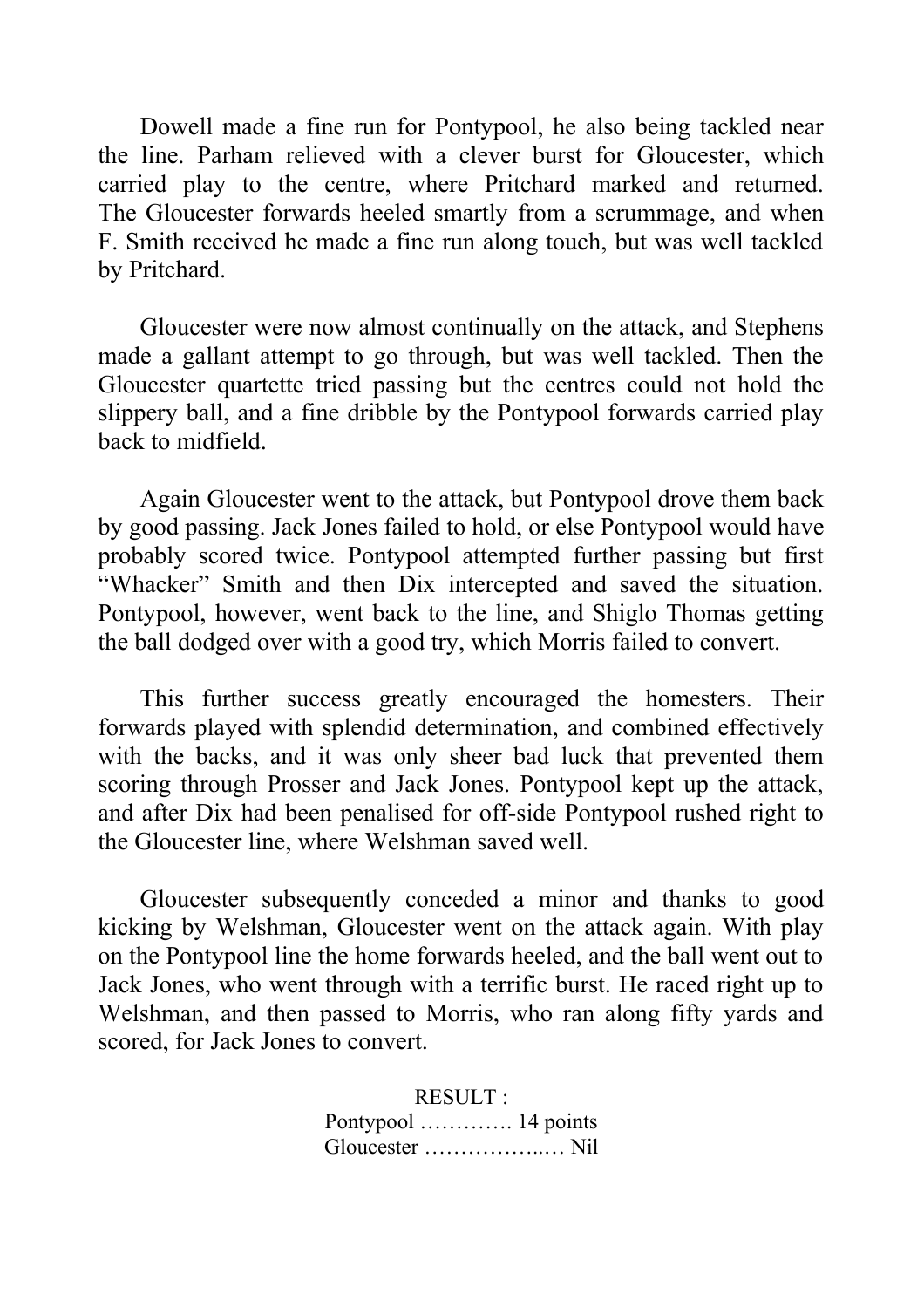Dowell made a fine run for Pontypool, he also being tackled near the line. Parham relieved with a clever burst for Gloucester, which carried play to the centre, where Pritchard marked and returned. The Gloucester forwards heeled smartly from a scrummage, and when F. Smith received he made a fine run along touch, but was well tackled by Pritchard.

Gloucester were now almost continually on the attack, and Stephens made a gallant attempt to go through, but was well tackled. Then the Gloucester quartette tried passing but the centres could not hold the slippery ball, and a fine dribble by the Pontypool forwards carried play back to midfield.

Again Gloucester went to the attack, but Pontypool drove them back by good passing. Jack Jones failed to hold, or else Pontypool would have probably scored twice. Pontypool attempted further passing but first "Whacker" Smith and then Dix intercepted and saved the situation. Pontypool, however, went back to the line, and Shiglo Thomas getting the ball dodged over with a good try, which Morris failed to convert.

This further success greatly encouraged the homesters. Their forwards played with splendid determination, and combined effectively with the backs, and it was only sheer bad luck that prevented them scoring through Prosser and Jack Jones. Pontypool kept up the attack, and after Dix had been penalised for off-side Pontypool rushed right to the Gloucester line, where Welshman saved well.

Gloucester subsequently conceded a minor and thanks to good kicking by Welshman, Gloucester went on the attack again. With play on the Pontypool line the home forwards heeled, and the ball went out to Jack Jones, who went through with a terrific burst. He raced right up to Welshman, and then passed to Morris, who ran along fifty yards and scored, for Jack Jones to convert.

RESULT :
Pontypool …………. 14 points
Gloucester ……………..… Nil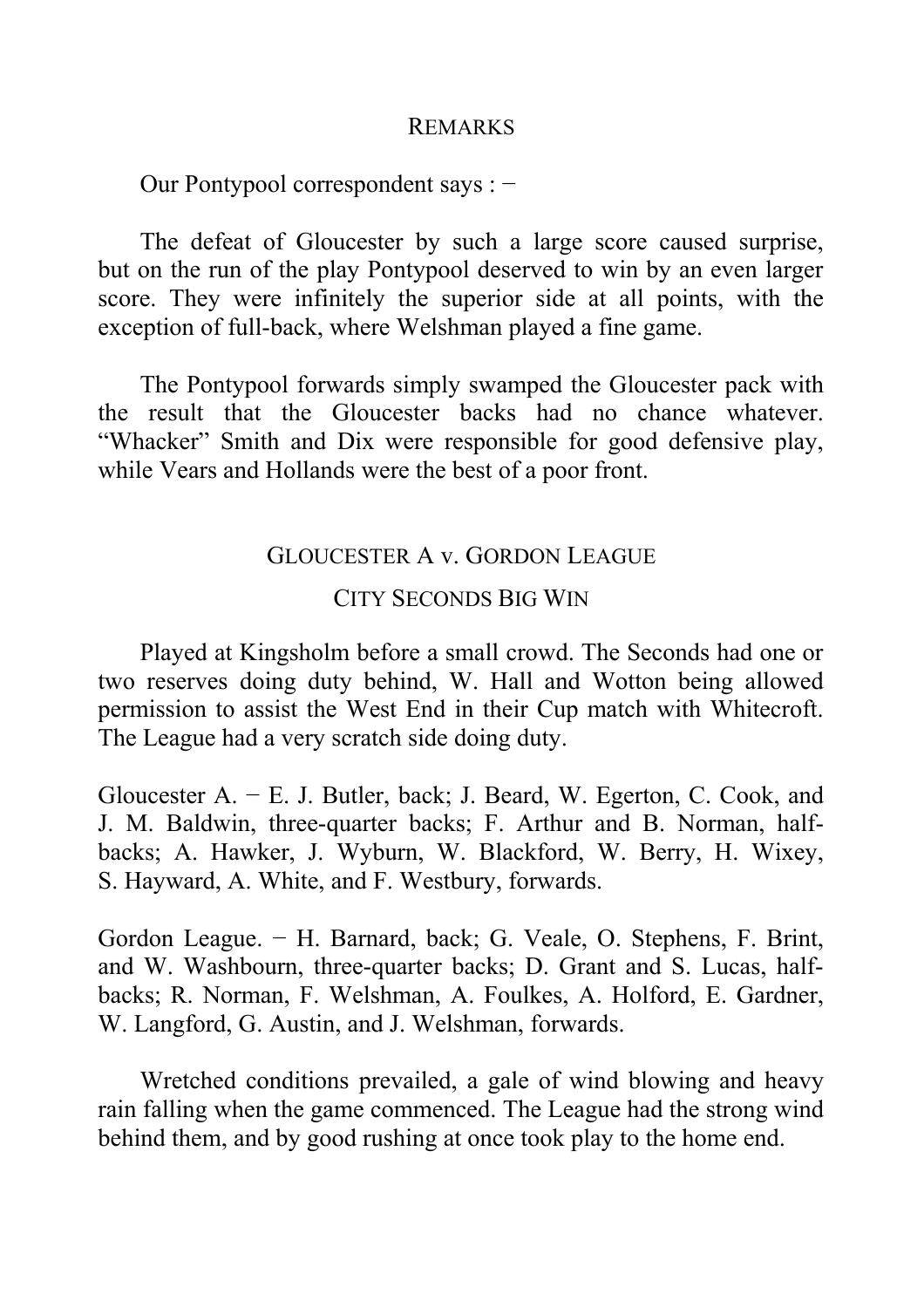## REMARKS

Our Pontypool correspondent says : −

The defeat of Gloucester by such a large score caused surprise, but on the run of the play Pontypool deserved to win by an even larger score. They were infinitely the superior side at all points, with the exception of full-back, where Welshman played a fine game.

The Pontypool forwards simply swamped the Gloucester pack with the result that the Gloucester backs had no chance whatever. "Whacker" Smith and Dix were responsible for good defensive play, while Vears and Hollands were the best of a poor front.

## GLOUCESTER A v. GORDON LEAGUE

### CITY SECONDS BIG WIN

Played at Kingsholm before a small crowd. The Seconds had one or two reserves doing duty behind, W. Hall and Wotton being allowed permission to assist the West End in their Cup match with Whitecroft. The League had a very scratch side doing duty.

Gloucester A. − E. J. Butler, back; J. Beard, W. Egerton, C. Cook, and J. M. Baldwin, three-quarter backs; F. Arthur and B. Norman, half-backs; A. Hawker, J. Wyburn, W. Blackford, W. Berry, H. Wixey, S. Hayward, A. White, and F. Westbury, forwards.

Gordon League. − H. Barnard, back; G. Veale, O. Stephens, F. Brint, and W. Washbourn, three-quarter backs; D. Grant and S. Lucas, half-backs; R. Norman, F. Welshman, A. Foulkes, A. Holford, E. Gardner, W. Langford, G. Austin, and J. Welshman, forwards.

Wretched conditions prevailed, a gale of wind blowing and heavy rain falling when the game commenced. The League had the strong wind behind them, and by good rushing at once took play to the home end.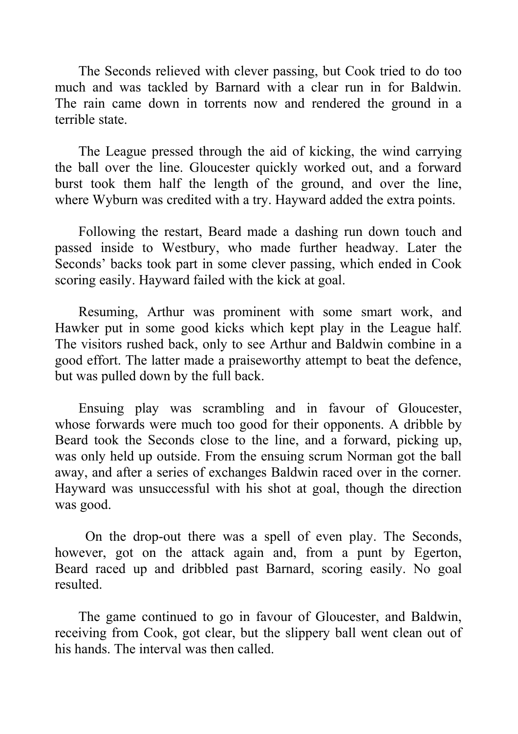The Seconds relieved with clever passing, but Cook tried to do too much and was tackled by Barnard with a clear run in for Baldwin. The rain came down in torrents now and rendered the ground in a terrible state.

The League pressed through the aid of kicking, the wind carrying the ball over the line. Gloucester quickly worked out, and a forward burst took them half the length of the ground, and over the line, where Wyburn was credited with a try. Hayward added the extra points.

Following the restart, Beard made a dashing run down touch and passed inside to Westbury, who made further headway. Later the Seconds' backs took part in some clever passing, which ended in Cook scoring easily. Hayward failed with the kick at goal.

Resuming, Arthur was prominent with some smart work, and Hawker put in some good kicks which kept play in the League half. The visitors rushed back, only to see Arthur and Baldwin combine in a good effort. The latter made a praiseworthy attempt to beat the defence, but was pulled down by the full back.

Ensuing play was scrambling and in favour of Gloucester, whose forwards were much too good for their opponents. A dribble by Beard took the Seconds close to the line, and a forward, picking up, was only held up outside. From the ensuing scrum Norman got the ball away, and after a series of exchanges Baldwin raced over in the corner. Hayward was unsuccessful with his shot at goal, though the direction was good.

On the drop-out there was a spell of even play. The Seconds, however, got on the attack again and, from a punt by Egerton, Beard raced up and dribbled past Barnard, scoring easily. No goal resulted.

The game continued to go in favour of Gloucester, and Baldwin, receiving from Cook, got clear, but the slippery ball went clean out of his hands. The interval was then called.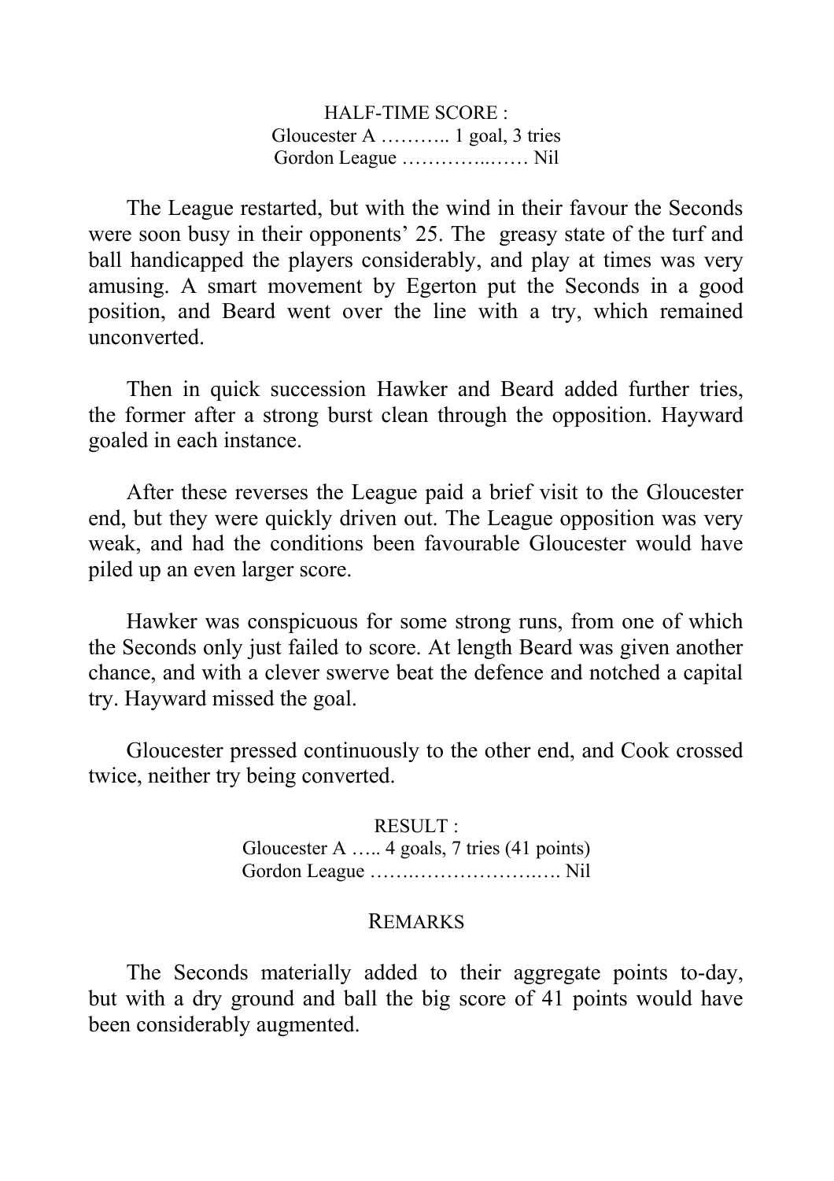HALF-TIME SCORE :
Gloucester A ……….. 1 goal, 3 tries
Gordon League ………….…… Nil

The League restarted, but with the wind in their favour the Seconds were soon busy in their opponents' 25. The greasy state of the turf and ball handicapped the players considerably, and play at times was very amusing. A smart movement by Egerton put the Seconds in a good position, and Beard went over the line with a try, which remained unconverted.

Then in quick succession Hawker and Beard added further tries, the former after a strong burst clean through the opposition. Hayward goaled in each instance.

After these reverses the League paid a brief visit to the Gloucester end, but they were quickly driven out. The League opposition was very weak, and had the conditions been favourable Gloucester would have piled up an even larger score.

Hawker was conspicuous for some strong runs, from one of which the Seconds only just failed to score. At length Beard was given another chance, and with a clever swerve beat the defence and notched a capital try. Hayward missed the goal.

Gloucester pressed continuously to the other end, and Cook crossed twice, neither try being converted.

RESULT :
Gloucester A ….. 4 goals, 7 tries (41 points)
Gordon League …….………………….. Nil

## REMARKS

The Seconds materially added to their aggregate points to-day, but with a dry ground and ball the big score of 41 points would have been considerably augmented.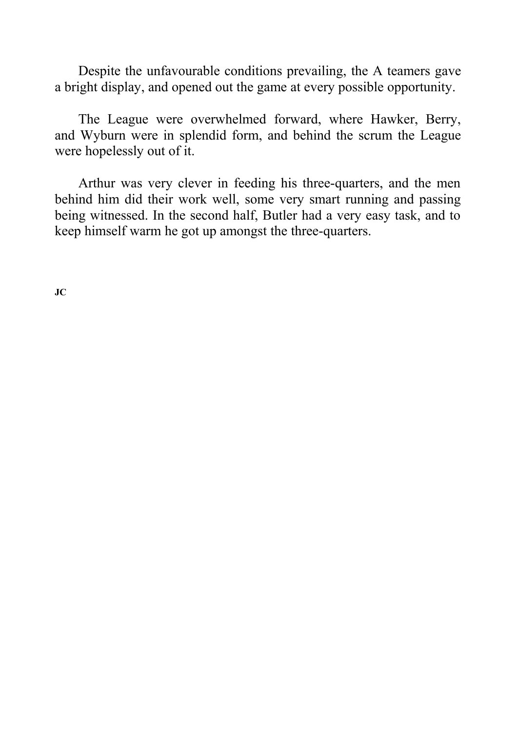Despite the unfavourable conditions prevailing, the A teamers gave a bright display, and opened out the game at every possible opportunity.

The League were overwhelmed forward, where Hawker, Berry, and Wyburn were in splendid form, and behind the scrum the League were hopelessly out of it.

Arthur was very clever in feeding his three-quarters, and the men behind him did their work well, some very smart running and passing being witnessed. In the second half, Butler had a very easy task, and to keep himself warm he got up amongst the three-quarters.

**JC**